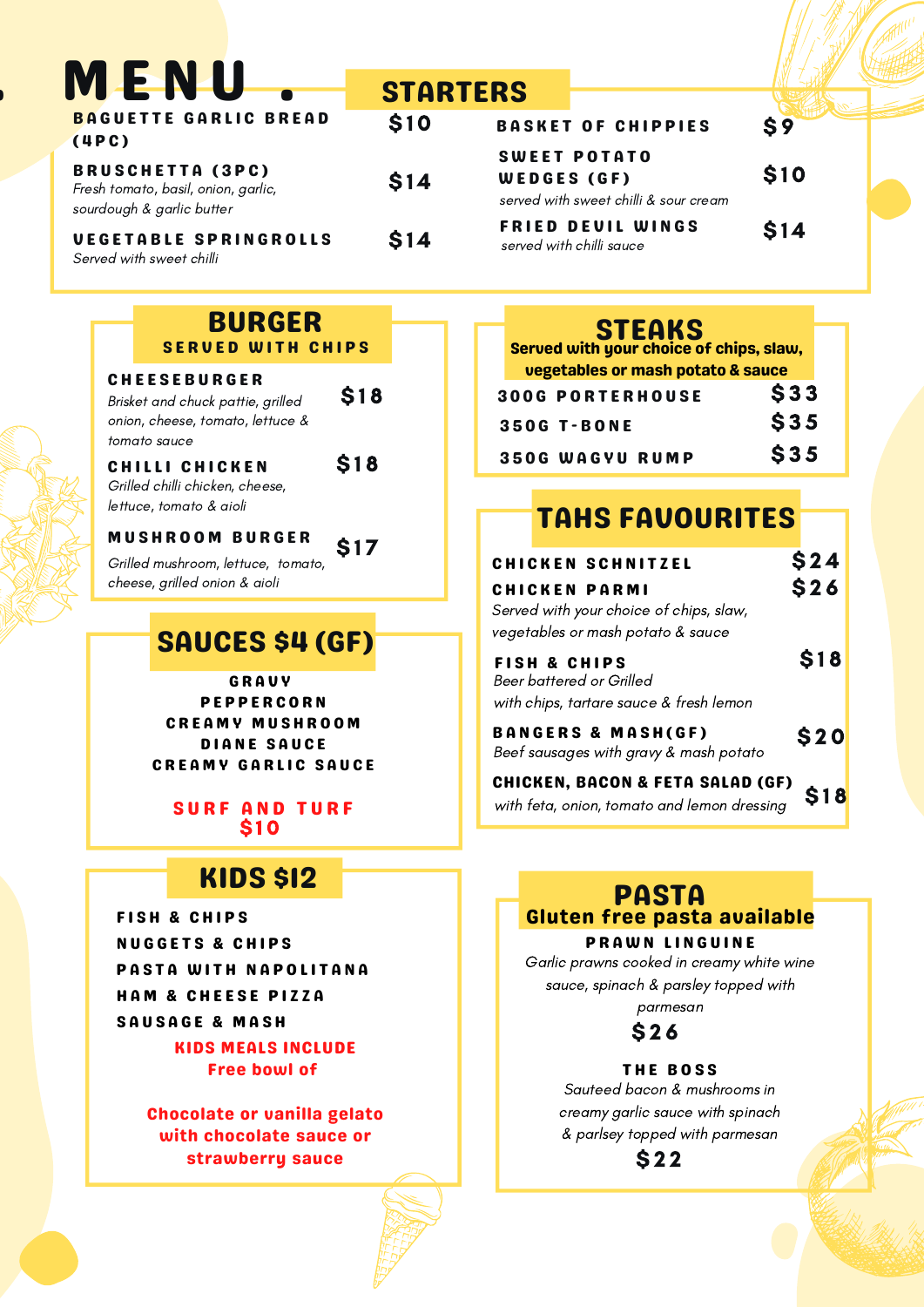# MENU

## STARTERS

**BAGUETTE GARLIC BREAD (4PC)** $10

**BRUSCHETTA (3PC)** $14
*Fresh tomato, basil, onion, garlic, sourdough & garlic butter*

**VEGETABLE SPRINGROLLS** $14
*Served with sweet chilli*

**BASKET OF CHIPPIES** $9

**SWEET POTATO WEDGES (GF)** $10
*served with sweet chilli & sour cream*

**FRIED DEVIL WINGS** $14
*served with chilli sauce*

## BURGER

**SERVED WITH CHIPS**

**CHEESEBURGER** $18
*Brisket and chuck pattie, grilled onion, cheese, tomato, lettuce & tomato sauce*

**CHILLI CHICKEN** $18
*Grilled chilli chicken, cheese, lettuce, tomato & aioli*

**MUSHROOM BURGER** $17
*Grilled mushroom, lettuce, tomato, cheese, grilled onion & aioli*

## SAUCES $4 (GF)

GRAVY
PEPPERCORN
CREAMY MUSHROOM
DIANE SAUCE
CREAMY GARLIC SAUCE

**SURF AND TURF $10**

## KIDS $12

FISH & CHIPS
NUGGETS & CHIPS
PASTA WITH NAPOLITANA
HAM & CHEESE PIZZA
SAUSAGE & MASH

**KIDS MEALS INCLUDE Free bowl of**

**Chocolate or vanilla gelato with chocolate sauce or strawberry sauce**

## STEAKS

**Served with your choice of chips, slaw, vegetables or mash potato & sauce**

**300G PORTERHOUSE** $33

**350G T-BONE** $35

**350G WAGYU RUMP** $35

## TAHS FAVOURITES

**CHICKEN SCHNITZEL** $24

**CHICKEN PARMI** $26
*Served with your choice of chips, slaw, vegetables or mash potato & sauce*

**FISH & CHIPS** $18
*Beer battered or Grilled with chips, tartare sauce & fresh lemon*

**BANGERS & MASH(GF)** $20
*Beef sausages with gravy & mash potato*

**CHICKEN, BACON & FETA SALAD (GF)** $18
*with feta, onion, tomato and lemon dressing*

## PASTA

**Gluten free pasta available**

**PRAWN LINGUINE**
*Garlic prawns cooked in creamy white wine sauce, spinach & parsley topped with parmesan*
$26

**THE BOSS**
*Sauteed bacon & mushrooms in creamy garlic sauce with spinach & parlsey topped with parmesan*
$22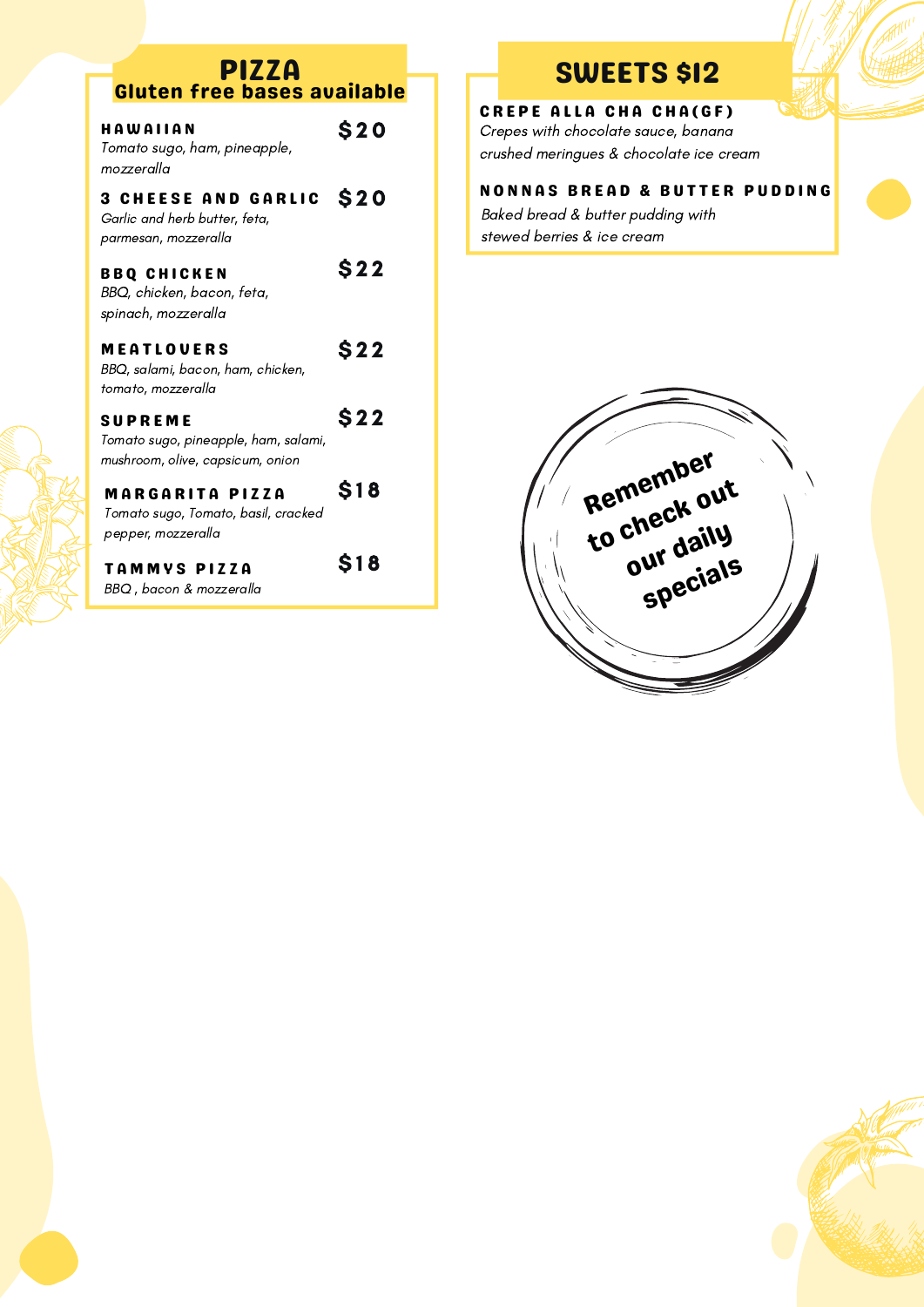## PIZZA

### Gluten free bases available

**HAWAIIAN** — **$20**
*Tomato sugo, ham, pineapple, mozzeralla*

**3 CHEESE AND GARLIC** — **$20**
*Garlic and herb butter, feta, parmesan, mozzeralla*

**BBQ CHICKEN** — **$22**
*BBQ, chicken, bacon, feta, spinach, mozzeralla*

**MEATLOVERS** — **$22**
*BBQ, salami, bacon, ham, chicken, tomato, mozzeralla*

**SUPREME** — **$22**
*Tomato sugo, pineapple, ham, salami, mushroom, olive, capsicum, onion*

**MARGARITA PIZZA** — **$18**
*Tomato sugo, Tomato, basil, cracked pepper, mozzeralla*

**TAMMYS PIZZA** — **$18**
*BBQ , bacon & mozzeralla*

## SWEETS $12

**CREPE ALLA CHA CHA(GF)**
*Crepes with chocolate sauce, banana crushed meringues & chocolate ice cream*

**NONNAS BREAD & BUTTER PUDDING**
*Baked bread & butter pudding with stewed berries & ice cream*

**Remember to check out our daily specials**